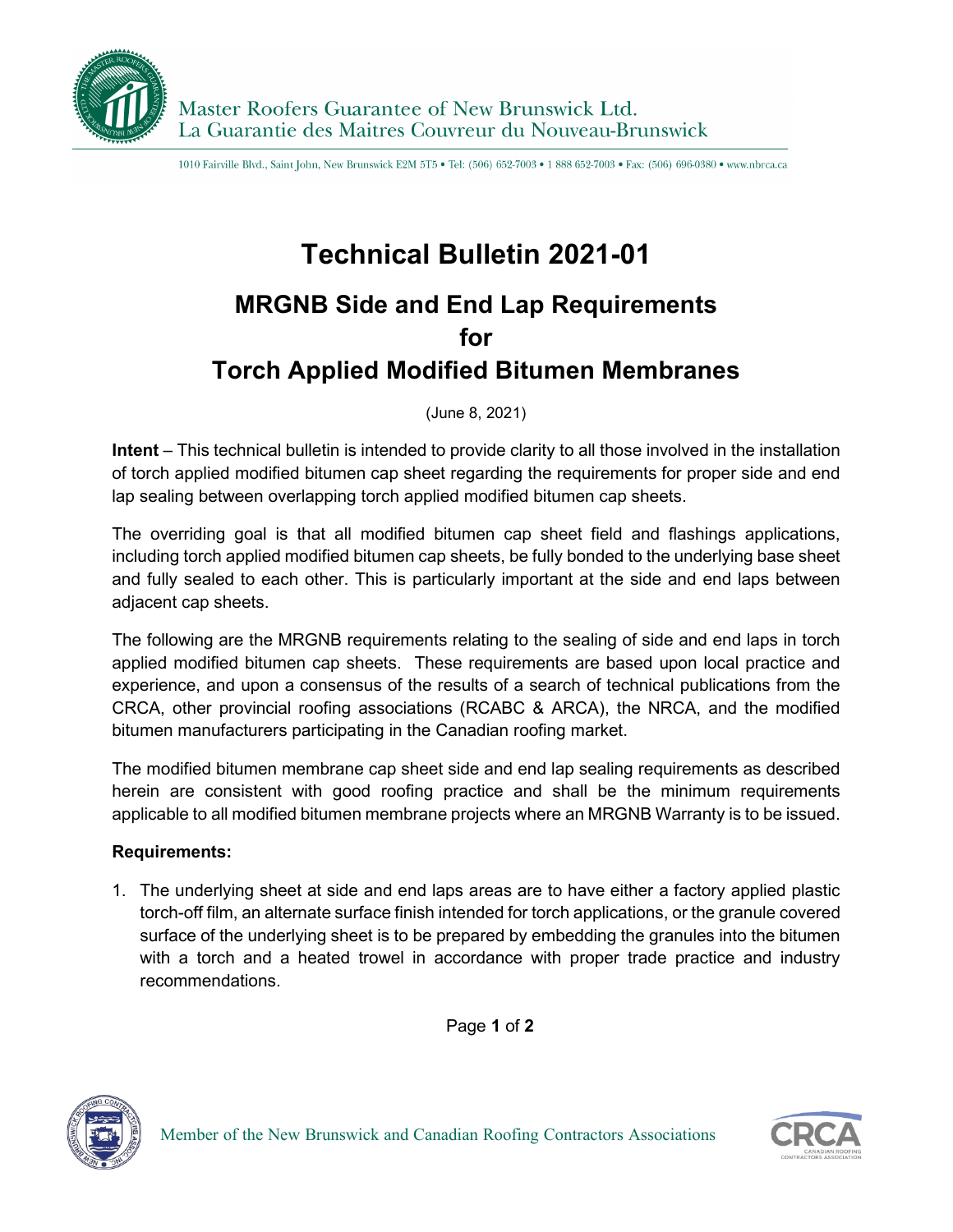Master Roofers Guarantee of New Brunswick Ltd.
La Guarantie des Maitres Couvreur du Nouveau-Brunswick

1010 Fairville Blvd., Saint John, New Brunswick E2M 5T5 • Tel: (506) 652-7003 • 1 888 652-7003 • Fax: (506) 696-0380 • www.nbrca.ca

# Technical Bulletin 2021-01

## MRGNB Side and End Lap Requirements for Torch Applied Modified Bitumen Membranes

(June 8, 2021)

**Intent** – This technical bulletin is intended to provide clarity to all those involved in the installation of torch applied modified bitumen cap sheet regarding the requirements for proper side and end lap sealing between overlapping torch applied modified bitumen cap sheets.

The overriding goal is that all modified bitumen cap sheet field and flashings applications, including torch applied modified bitumen cap sheets, be fully bonded to the underlying base sheet and fully sealed to each other. This is particularly important at the side and end laps between adjacent cap sheets.

The following are the MRGNB requirements relating to the sealing of side and end laps in torch applied modified bitumen cap sheets. These requirements are based upon local practice and experience, and upon a consensus of the results of a search of technical publications from the CRCA, other provincial roofing associations (RCABC & ARCA), the NRCA, and the modified bitumen manufacturers participating in the Canadian roofing market.

The modified bitumen membrane cap sheet side and end lap sealing requirements as described herein are consistent with good roofing practice and shall be the minimum requirements applicable to all modified bitumen membrane projects where an MRGNB Warranty is to be issued.

**Requirements:**

1. The underlying sheet at side and end laps areas are to have either a factory applied plastic torch-off film, an alternate surface finish intended for torch applications, or the granule covered surface of the underlying sheet is to be prepared by embedding the granules into the bitumen with a torch and a heated trowel in accordance with proper trade practice and industry recommendations.

Member of the New Brunswick and Canadian Roofing Contractors Associations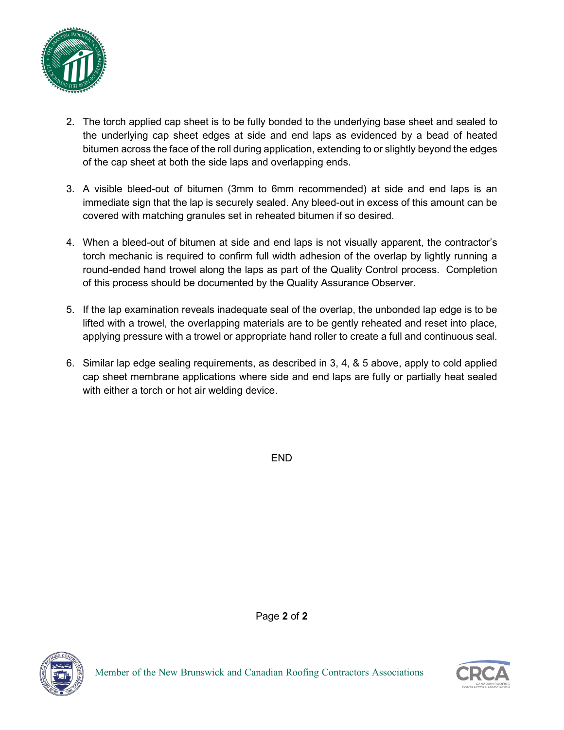2. The torch applied cap sheet is to be fully bonded to the underlying base sheet and sealed to the underlying cap sheet edges at side and end laps as evidenced by a bead of heated bitumen across the face of the roll during application, extending to or slightly beyond the edges of the cap sheet at both the side laps and overlapping ends.

3. A visible bleed-out of bitumen (3mm to 6mm recommended) at side and end laps is an immediate sign that the lap is securely sealed. Any bleed-out in excess of this amount can be covered with matching granules set in reheated bitumen if so desired.

4. When a bleed-out of bitumen at side and end laps is not visually apparent, the contractor's torch mechanic is required to confirm full width adhesion of the overlap by lightly running a round-ended hand trowel along the laps as part of the Quality Control process. Completion of this process should be documented by the Quality Assurance Observer.

5. If the lap examination reveals inadequate seal of the overlap, the unbonded lap edge is to be lifted with a trowel, the overlapping materials are to be gently reheated and reset into place, applying pressure with a trowel or appropriate hand roller to create a full and continuous seal.

6. Similar lap edge sealing requirements, as described in 3, 4, & 5 above, apply to cold applied cap sheet membrane applications where side and end laps are fully or partially heat sealed with either a torch or hot air welding device.

END

Member of the New Brunswick and Canadian Roofing Contractors Associations